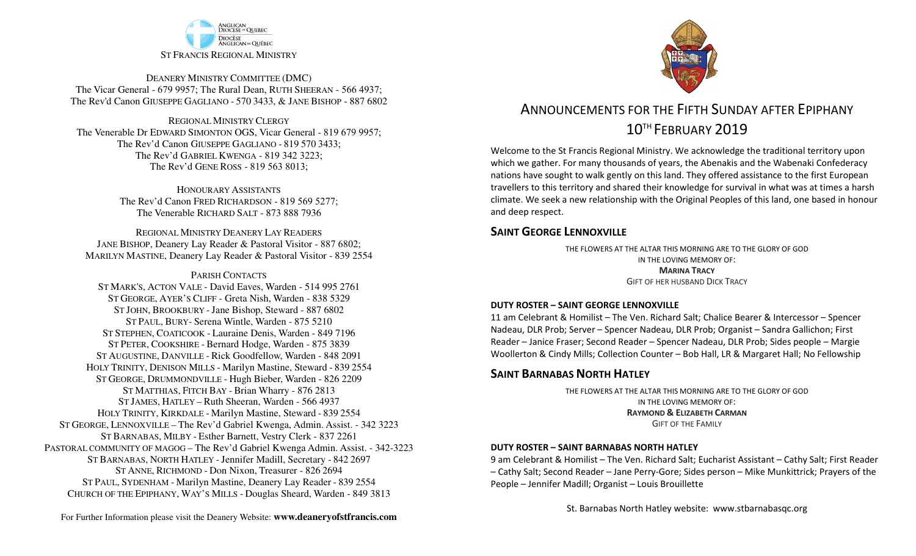ANGLICAN DIOCESE OF QUEBEC
DIOCÈSE ANGLICAN DU QUÉBEC

ST FRANCIS REGIONAL MINISTRY

DEANERY MINISTRY COMMITTEE (DMC)
The Vicar General - 679 9957; The Rural Dean, RUTH SHEERAN - 566 4937;
The Rev'd Canon GIUSEPPE GAGLIANO - 570 3433, & JANE BISHOP - 887 6802

REGIONAL MINISTRY CLERGY
The Venerable Dr EDWARD SIMONTON OGS, Vicar General - 819 679 9957;
The Rev'd Canon GIUSEPPE GAGLIANO - 819 570 3433;
The Rev'd GABRIEL KWENGA - 819 342 3223;
The Rev'd GENE ROSS - 819 563 8013;

HONOURARY ASSISTANTS
The Rev'd Canon FRED RICHARDSON - 819 569 5277;
The Venerable RICHARD SALT - 873 888 7936

REGIONAL MINISTRY DEANERY LAY READERS
JANE BISHOP, Deanery Lay Reader & Pastoral Visitor - 887 6802;
MARILYN MASTINE, Deanery Lay Reader & Pastoral Visitor - 839 2554

PARISH CONTACTS
ST MARK'S, ACTON VALE - David Eaves, Warden - 514 995 2761
ST GEORGE, AYER'S CLIFF - Greta Nish, Warden - 838 5329
ST JOHN, BROOKBURY - Jane Bishop, Steward - 887 6802
ST PAUL, BURY- Serena Wintle, Warden - 875 5210
ST STEPHEN, COATICOOK - Lauraine Denis, Warden - 849 7196
ST PETER, COOKSHIRE - Bernard Hodge, Warden - 875 3839
ST AUGUSTINE, DANVILLE - Rick Goodfellow, Warden - 848 2091
HOLY TRINITY, DENISON MILLS - Marilyn Mastine, Steward - 839 2554
ST GEORGE, DRUMMONDVILLE - Hugh Bieber, Warden - 826 2209
ST MATTHIAS, FITCH BAY - Brian Wharry - 876 2813
ST JAMES, HATLEY – Ruth Sheeran, Warden - 566 4937
HOLY TRINITY, KIRKDALE - Marilyn Mastine, Steward - 839 2554
ST GEORGE, LENNOXVILLE – The Rev'd Gabriel Kwenga, Admin. Assist. - 342 3223
ST BARNABAS, MILBY - Esther Barnett, Vestry Clerk - 837 2261
PASTORAL COMMUNITY OF MAGOG – The Rev'd Gabriel Kwenga Admin. Assist. - 342-3223
ST BARNABAS, NORTH HATLEY - Jennifer Madill, Secretary - 842 2697
ST ANNE, RICHMOND - Don Nixon, Treasurer - 826 2694
ST PAUL, SYDENHAM - Marilyn Mastine, Deanery Lay Reader - 839 2554
CHURCH OF THE EPIPHANY, WAY'S MILLS - Douglas Sheard, Warden - 849 3813

For Further Information please visit the Deanery Website: **www.deaneryofstfrancis.com**

# ANNOUNCEMENTS FOR THE FIFTH SUNDAY AFTER EPIPHANY 10TH FEBRUARY 2019

Welcome to the St Francis Regional Ministry. We acknowledge the traditional territory upon which we gather. For many thousands of years, the Abenakis and the Wabenaki Confederacy nations have sought to walk gently on this land. They offered assistance to the first European travellers to this territory and shared their knowledge for survival in what was at times a harsh climate. We seek a new relationship with the Original Peoples of this land, one based in honour and deep respect.

## SAINT GEORGE LENNOXVILLE

THE FLOWERS AT THE ALTAR THIS MORNING ARE TO THE GLORY OF GOD
IN THE LOVING MEMORY OF:
**MARINA TRACY**
GIFT OF HER HUSBAND DICK TRACY

### DUTY ROSTER – SAINT GEORGE LENNOXVILLE

11 am Celebrant & Homilist – The Ven. Richard Salt; Chalice Bearer & Intercessor – Spencer Nadeau, DLR Prob; Server – Spencer Nadeau, DLR Prob; Organist – Sandra Gallichon; First Reader – Janice Fraser; Second Reader – Spencer Nadeau, DLR Prob; Sides people – Margie Woollerton & Cindy Mills; Collection Counter – Bob Hall, LR & Margaret Hall; No Fellowship

## SAINT BARNABAS NORTH HATLEY

THE FLOWERS AT THE ALTAR THIS MORNING ARE TO THE GLORY OF GOD
IN THE LOVING MEMORY OF:
**RAYMOND & ELIZABETH CARMAN**
GIFT OF THE FAMILY

### DUTY ROSTER – SAINT BARNABAS NORTH HATLEY

9 am Celebrant & Homilist – The Ven. Richard Salt; Eucharist Assistant – Cathy Salt; First Reader – Cathy Salt; Second Reader – Jane Perry-Gore; Sides person – Mike Munkittrick; Prayers of the People – Jennifer Madill; Organist – Louis Brouillette

St. Barnabas North Hatley website: www.stbarnabasqc.org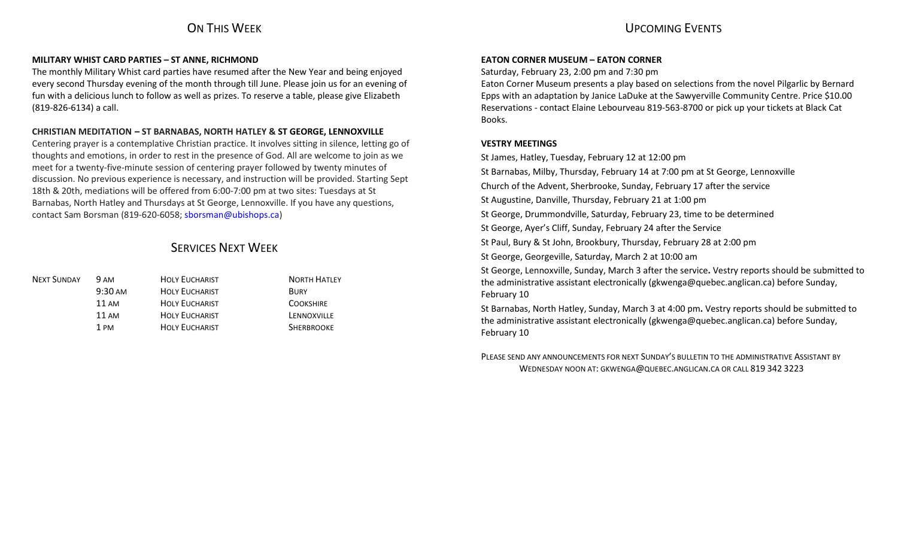## On This Week

**MILITARY WHIST CARD PARTIES – ST ANNE, RICHMOND**

The monthly Military Whist card parties have resumed after the New Year and being enjoyed every second Thursday evening of the month through till June. Please join us for an evening of fun with a delicious lunch to follow as well as prizes. To reserve a table, please give Elizabeth (819-826-6134) a call.

**CHRISTIAN MEDITATION – ST BARNABAS, NORTH HATLEY & ST GEORGE, LENNOXVILLE**

Centering prayer is a contemplative Christian practice. It involves sitting in silence, letting go of thoughts and emotions, in order to rest in the presence of God. All are welcome to join as we meet for a twenty-five-minute session of centering prayer followed by twenty minutes of discussion. No previous experience is necessary, and instruction will be provided. Starting Sept 18th & 20th, mediations will be offered from 6:00-7:00 pm at two sites: Tuesdays at St Barnabas, North Hatley and Thursdays at St George, Lennoxville. If you have any questions, contact Sam Borsman (819-620-6058; sborsman@ubishops.ca)

## Services Next Week

| | | | |
|---|---|---|---|
| Next Sunday | 9 AM | Holy Eucharist | North Hatley |
| | 9:30 AM | Holy Eucharist | Bury |
| | 11 AM | Holy Eucharist | Cookshire |
| | 11 AM | Holy Eucharist | Lennoxville |
| | 1 PM | Holy Eucharist | Sherbrooke |

## Upcoming Events

**EATON CORNER MUSEUM – EATON CORNER**

Saturday, February 23, 2:00 pm and 7:30 pm

Eaton Corner Museum presents a play based on selections from the novel Pilgarlic by Bernard Epps with an adaptation by Janice LaDuke at the Sawyerville Community Centre. Price $10.00 Reservations - contact Elaine Lebourveau 819-563-8700 or pick up your tickets at Black Cat Books.

**VESTRY MEETINGS**

St James, Hatley, Tuesday, February 12 at 12:00 pm

St Barnabas, Milby, Thursday, February 14 at 7:00 pm at St George, Lennoxville

Church of the Advent, Sherbrooke, Sunday, February 17 after the service

St Augustine, Danville, Thursday, February 21 at 1:00 pm

St George, Drummondville, Saturday, February 23, time to be determined

St George, Ayer's Cliff, Sunday, February 24 after the Service

St Paul, Bury & St John, Brookbury, Thursday, February 28 at 2:00 pm

St George, Georgeville, Saturday, March 2 at 10:00 am

St George, Lennoxville, Sunday, March 3 after the service**.** Vestry reports should be submitted to the administrative assistant electronically (gkwenga@quebec.anglican.ca) before Sunday, February 10

St Barnabas, North Hatley, Sunday, March 3 at 4:00 pm**.** Vestry reports should be submitted to the administrative assistant electronically (gkwenga@quebec.anglican.ca) before Sunday, February 10

Please send any announcements for next Sunday's bulletin to the administrative Assistant by Wednesday noon at: gkwenga@quebec.anglican.ca or call 819 342 3223